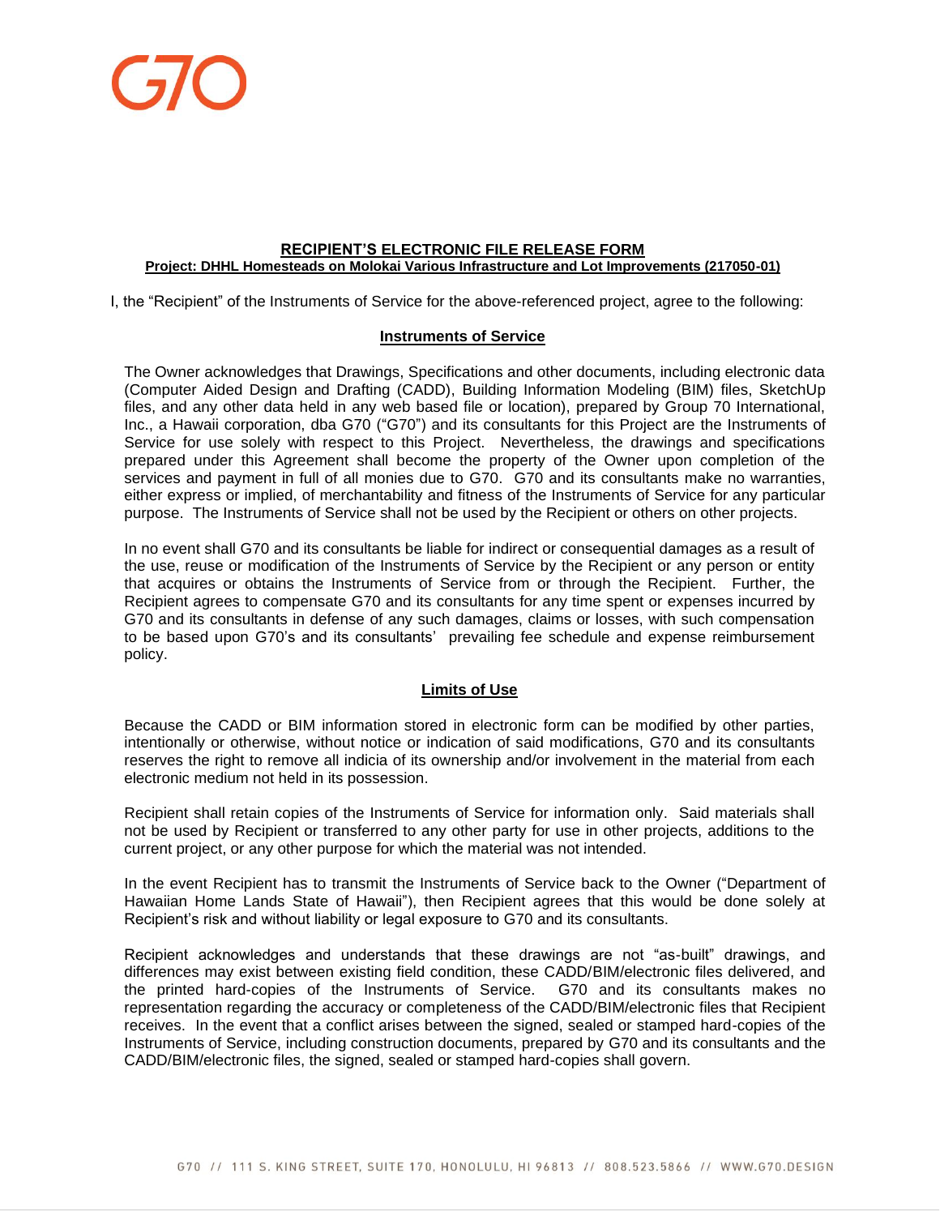G70

**RECIPIENT'S ELECTRONIC FILE RELEASE FORM**

**Project: DHHL Homesteads on Molokai Various Infrastructure and Lot Improvements (217050-01)**

I, the "Recipient" of the Instruments of Service for the above-referenced project, agree to the following:

**Instruments of Service**

The Owner acknowledges that Drawings, Specifications and other documents, including electronic data (Computer Aided Design and Drafting (CADD), Building Information Modeling (BIM) files, SketchUp files, and any other data held in any web based file or location), prepared by Group 70 International, Inc., a Hawaii corporation, dba G70 ("G70") and its consultants for this Project are the Instruments of Service for use solely with respect to this Project. Nevertheless, the drawings and specifications prepared under this Agreement shall become the property of the Owner upon completion of the services and payment in full of all monies due to G70. G70 and its consultants make no warranties, either express or implied, of merchantability and fitness of the Instruments of Service for any particular purpose. The Instruments of Service shall not be used by the Recipient or others on other projects.

In no event shall G70 and its consultants be liable for indirect or consequential damages as a result of the use, reuse or modification of the Instruments of Service by the Recipient or any person or entity that acquires or obtains the Instruments of Service from or through the Recipient. Further, the Recipient agrees to compensate G70 and its consultants for any time spent or expenses incurred by G70 and its consultants in defense of any such damages, claims or losses, with such compensation to be based upon G70's and its consultants' prevailing fee schedule and expense reimbursement policy.

**Limits of Use**

Because the CADD or BIM information stored in electronic form can be modified by other parties, intentionally or otherwise, without notice or indication of said modifications, G70 and its consultants reserves the right to remove all indicia of its ownership and/or involvement in the material from each electronic medium not held in its possession.

Recipient shall retain copies of the Instruments of Service for information only. Said materials shall not be used by Recipient or transferred to any other party for use in other projects, additions to the current project, or any other purpose for which the material was not intended.

In the event Recipient has to transmit the Instruments of Service back to the Owner ("Department of Hawaiian Home Lands State of Hawaii"), then Recipient agrees that this would be done solely at Recipient's risk and without liability or legal exposure to G70 and its consultants.

Recipient acknowledges and understands that these drawings are not "as-built" drawings, and differences may exist between existing field condition, these CADD/BIM/electronic files delivered, and the printed hard-copies of the Instruments of Service. G70 and its consultants makes no representation regarding the accuracy or completeness of the CADD/BIM/electronic files that Recipient receives. In the event that a conflict arises between the signed, sealed or stamped hard-copies of the Instruments of Service, including construction documents, prepared by G70 and its consultants and the CADD/BIM/electronic files, the signed, sealed or stamped hard-copies shall govern.

G70 // 111 S. KING STREET, SUITE 170, HONOLULU, HI 96813 // 808.523.5866 // WWW.G70.DESIGN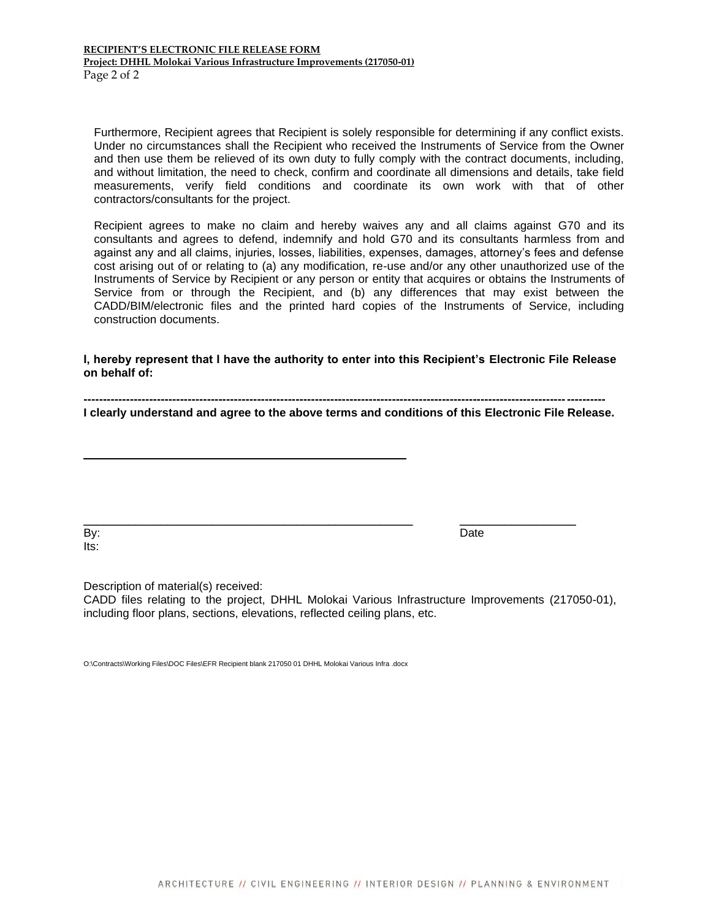Furthermore, Recipient agrees that Recipient is solely responsible for determining if any conflict exists. Under no circumstances shall the Recipient who received the Instruments of Service from the Owner and then use them be relieved of its own duty to fully comply with the contract documents, including, and without limitation, the need to check, confirm and coordinate all dimensions and details, take field measurements, verify field conditions and coordinate its own work with that of other contractors/consultants for the project.

Recipient agrees to make no claim and hereby waives any and all claims against G70 and its consultants and agrees to defend, indemnify and hold G70 and its consultants harmless from and against any and all claims, injuries, losses, liabilities, expenses, damages, attorney's fees and defense cost arising out of or relating to (a) any modification, re-use and/or any other unauthorized use of the Instruments of Service by Recipient or any person or entity that acquires or obtains the Instruments of Service from or through the Recipient, and (b) any differences that may exist between the CADD/BIM/electronic files and the printed hard copies of the Instruments of Service, including construction documents.

**I, hereby represent that I have the authority to enter into this Recipient's Electronic File Release on behalf of:**

**-----------------------------------------------------------------------------------------------------------------------------------**

**I clearly understand and agree to the above terms and conditions of this Electronic File Release.**

\_\_\_\_\_\_\_\_\_\_\_\_\_\_\_\_\_\_\_\_\_\_\_\_\_\_\_\_\_\_\_\_\_\_\_\_\_\_\_\_\_\_

\_\_\_\_\_\_\_\_\_\_\_\_\_\_\_\_\_\_\_\_\_\_\_\_\_\_\_\_\_\_\_\_\_\_\_\_\_\_\_\_\_\_ \_\_\_\_\_\_\_\_\_\_\_\_\_\_\_\_\_\_

By: Date

Its:

Description of material(s) received:

CADD files relating to the project, DHHL Molokai Various Infrastructure Improvements (217050-01), including floor plans, sections, elevations, reflected ceiling plans, etc.

O:\Contracts\Working Files\DOC Files\EFR Recipient blank 217050 01 DHHL Molokai Various Infra .docx